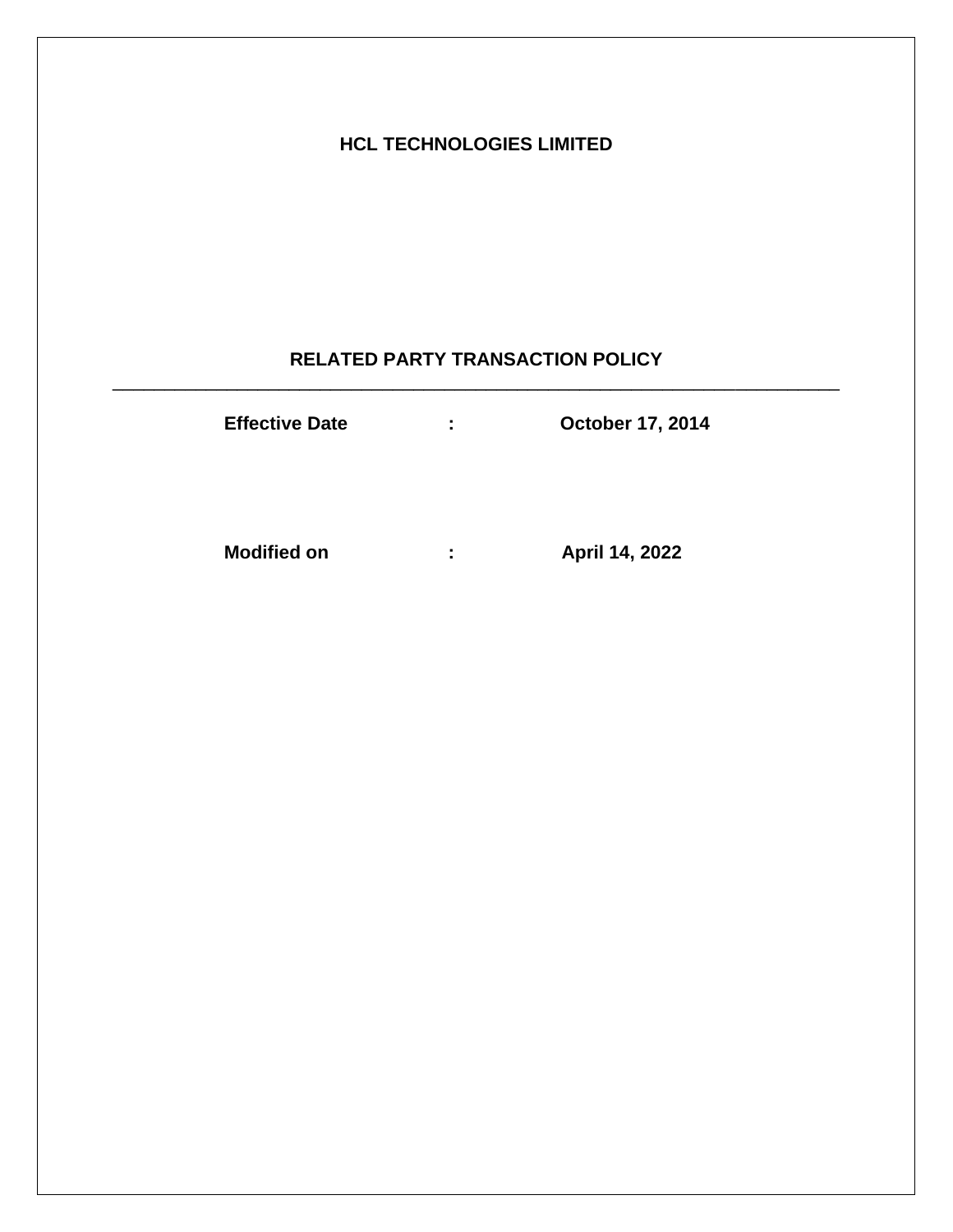# HCL TECHNOLOGIES LIMITED

## RELATED PARTY TRANSACTION POLICY

---

**Effective Date : October 17, 2014**

**Modified on : April 14, 2022**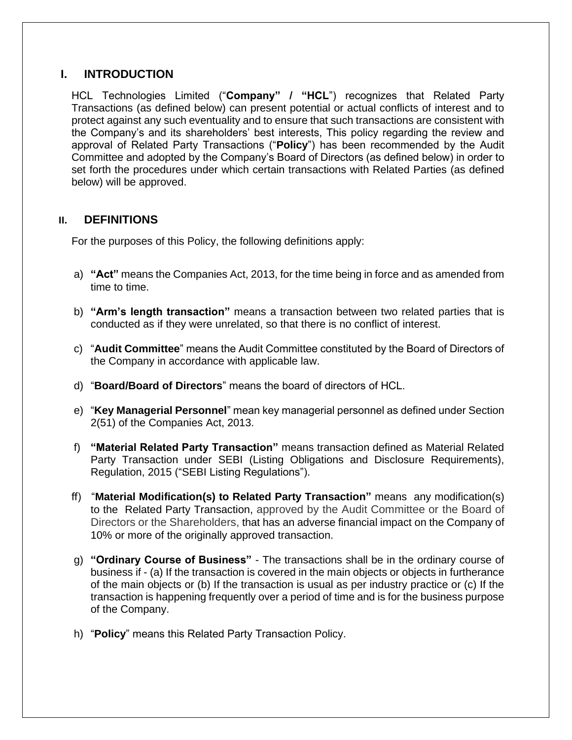## I. INTRODUCTION

HCL Technologies Limited ("**Company" / "HCL**") recognizes that Related Party Transactions (as defined below) can present potential or actual conflicts of interest and to protect against any such eventuality and to ensure that such transactions are consistent with the Company's and its shareholders' best interests, This policy regarding the review and approval of Related Party Transactions ("**Policy**") has been recommended by the Audit Committee and adopted by the Company's Board of Directors (as defined below) in order to set forth the procedures under which certain transactions with Related Parties (as defined below) will be approved.

## II. DEFINITIONS

For the purposes of this Policy, the following definitions apply:

a) **"Act"** means the Companies Act, 2013, for the time being in force and as amended from time to time.

b) **"Arm's length transaction"** means a transaction between two related parties that is conducted as if they were unrelated, so that there is no conflict of interest.

c) "**Audit Committee**" means the Audit Committee constituted by the Board of Directors of the Company in accordance with applicable law.

d) "**Board/Board of Directors**" means the board of directors of HCL.

e) "**Key Managerial Personnel**" mean key managerial personnel as defined under Section 2(51) of the Companies Act, 2013.

f) **"Material Related Party Transaction"** means transaction defined as Material Related Party Transaction under SEBI (Listing Obligations and Disclosure Requirements), Regulation, 2015 ("SEBI Listing Regulations").

ff) "**Material Modification(s) to Related Party Transaction"** means any modification(s) to the Related Party Transaction, approved by the Audit Committee or the Board of Directors or the Shareholders, that has an adverse financial impact on the Company of 10% or more of the originally approved transaction.

g) **"Ordinary Course of Business"** - The transactions shall be in the ordinary course of business if - (a) If the transaction is covered in the main objects or objects in furtherance of the main objects or (b) If the transaction is usual as per industry practice or (c) If the transaction is happening frequently over a period of time and is for the business purpose of the Company.

h) "**Policy**" means this Related Party Transaction Policy.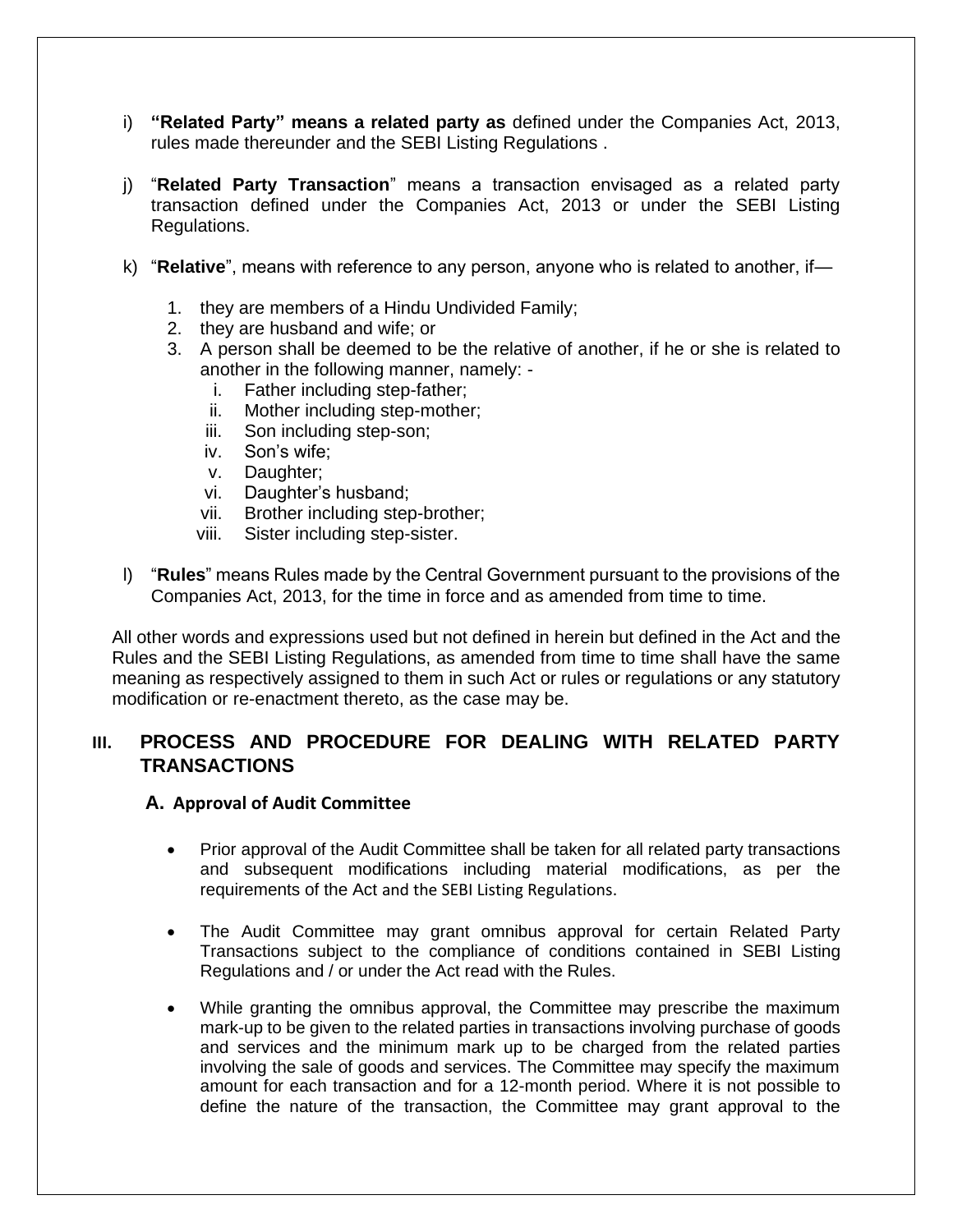i) **"Related Party" means a related party as** defined under the Companies Act, 2013, rules made thereunder and the SEBI Listing Regulations .

j) "**Related Party Transaction**" means a transaction envisaged as a related party transaction defined under the Companies Act, 2013 or under the SEBI Listing Regulations.

k) "**Relative**", means with reference to any person, anyone who is related to another, if—

   1. they are members of a Hindu Undivided Family;
   2. they are husband and wife; or
   3. A person shall be deemed to be the relative of another, if he or she is related to another in the following manner, namely: -
      i. Father including step-father;
      ii. Mother including step-mother;
      iii. Son including step-son;
      iv. Son's wife;
      v. Daughter;
      vi. Daughter's husband;
      vii. Brother including step-brother;
      viii. Sister including step-sister.

l) "**Rules**" means Rules made by the Central Government pursuant to the provisions of the Companies Act, 2013, for the time in force and as amended from time to time.

All other words and expressions used but not defined in herein but defined in the Act and the Rules and the SEBI Listing Regulations, as amended from time to time shall have the same meaning as respectively assigned to them in such Act or rules or regulations or any statutory modification or re-enactment thereto, as the case may be.

## III. PROCESS AND PROCEDURE FOR DEALING WITH RELATED PARTY TRANSACTIONS

### A. Approval of Audit Committee

- Prior approval of the Audit Committee shall be taken for all related party transactions and subsequent modifications including material modifications, as per the requirements of the Act and the SEBI Listing Regulations.

- The Audit Committee may grant omnibus approval for certain Related Party Transactions subject to the compliance of conditions contained in SEBI Listing Regulations and / or under the Act read with the Rules.

- While granting the omnibus approval, the Committee may prescribe the maximum mark-up to be given to the related parties in transactions involving purchase of goods and services and the minimum mark up to be charged from the related parties involving the sale of goods and services. The Committee may specify the maximum amount for each transaction and for a 12-month period. Where it is not possible to define the nature of the transaction, the Committee may grant approval to the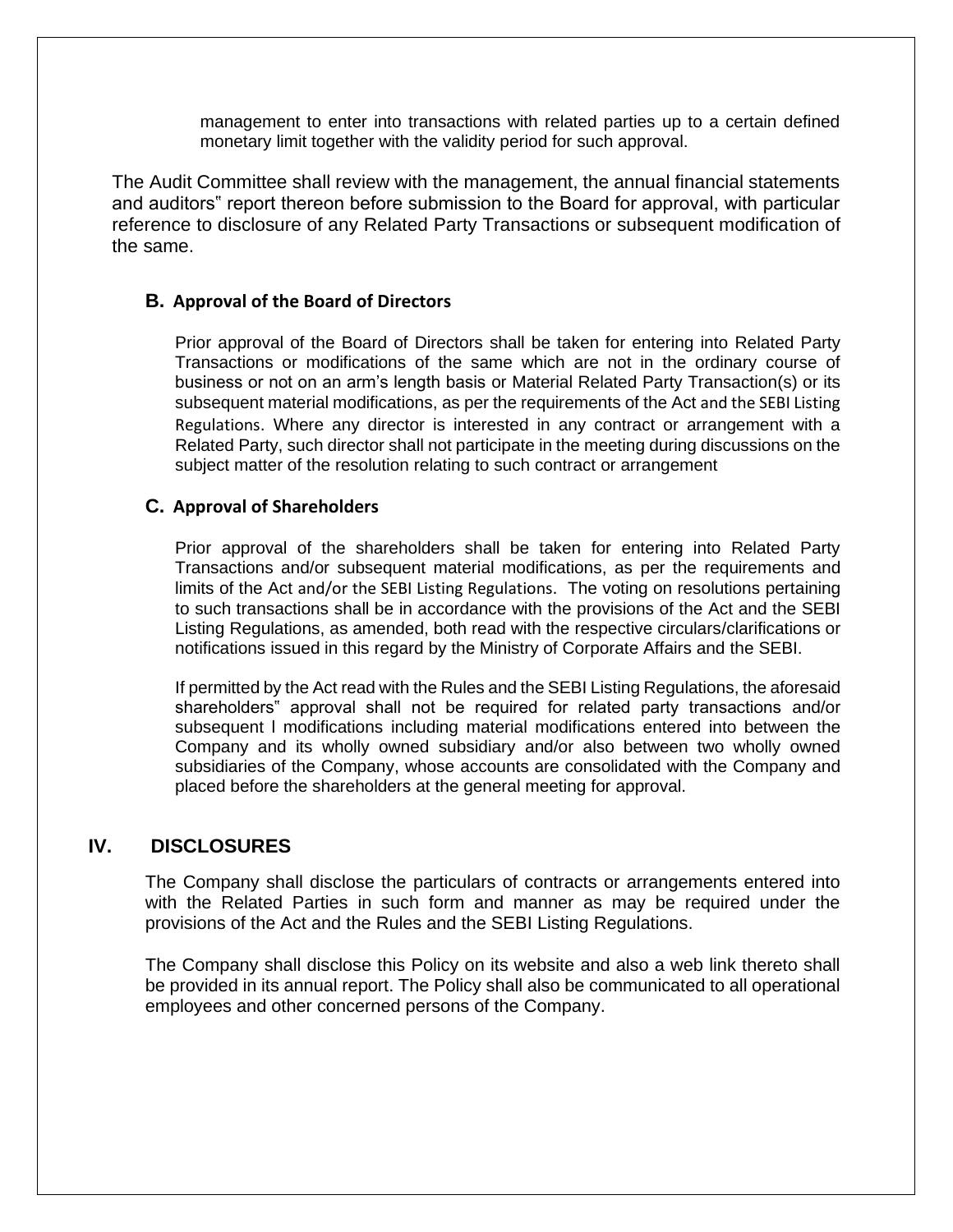management to enter into transactions with related parties up to a certain defined monetary limit together with the validity period for such approval.

The Audit Committee shall review with the management, the annual financial statements and auditors" report thereon before submission to the Board for approval, with particular reference to disclosure of any Related Party Transactions or subsequent modification of the same.

### B. Approval of the Board of Directors

Prior approval of the Board of Directors shall be taken for entering into Related Party Transactions or modifications of the same which are not in the ordinary course of business or not on an arm's length basis or Material Related Party Transaction(s) or its subsequent material modifications, as per the requirements of the Act and the SEBI Listing Regulations. Where any director is interested in any contract or arrangement with a Related Party, such director shall not participate in the meeting during discussions on the subject matter of the resolution relating to such contract or arrangement

### C. Approval of Shareholders

Prior approval of the shareholders shall be taken for entering into Related Party Transactions and/or subsequent material modifications, as per the requirements and limits of the Act and/or the SEBI Listing Regulations. The voting on resolutions pertaining to such transactions shall be in accordance with the provisions of the Act and the SEBI Listing Regulations, as amended, both read with the respective circulars/clarifications or notifications issued in this regard by the Ministry of Corporate Affairs and the SEBI.

If permitted by the Act read with the Rules and the SEBI Listing Regulations, the aforesaid shareholders" approval shall not be required for related party transactions and/or subsequent l modifications including material modifications entered into between the Company and its wholly owned subsidiary and/or also between two wholly owned subsidiaries of the Company, whose accounts are consolidated with the Company and placed before the shareholders at the general meeting for approval.

## IV. DISCLOSURES

The Company shall disclose the particulars of contracts or arrangements entered into with the Related Parties in such form and manner as may be required under the provisions of the Act and the Rules and the SEBI Listing Regulations.

The Company shall disclose this Policy on its website and also a web link thereto shall be provided in its annual report. The Policy shall also be communicated to all operational employees and other concerned persons of the Company.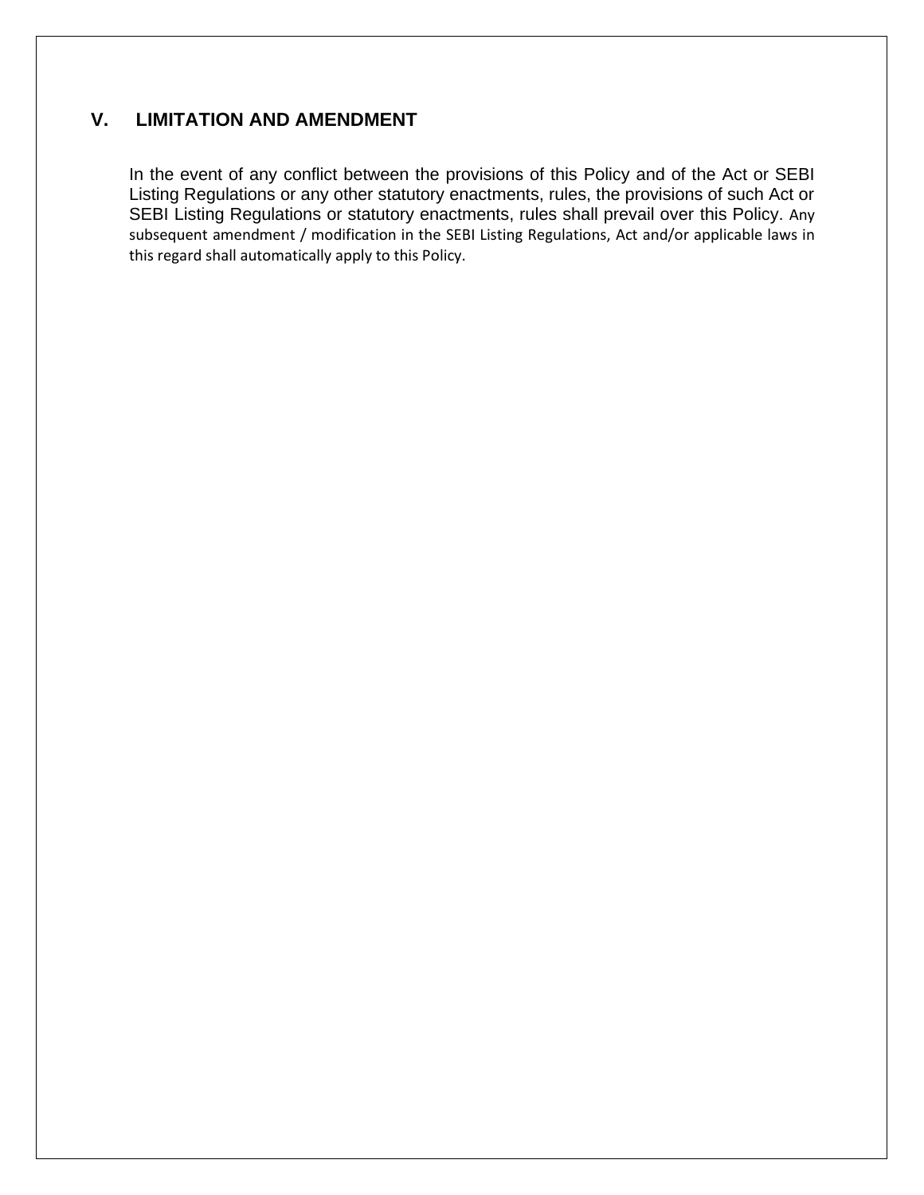## V. LIMITATION AND AMENDMENT

In the event of any conflict between the provisions of this Policy and of the Act or SEBI Listing Regulations or any other statutory enactments, rules, the provisions of such Act or SEBI Listing Regulations or statutory enactments, rules shall prevail over this Policy. Any subsequent amendment / modification in the SEBI Listing Regulations, Act and/or applicable laws in this regard shall automatically apply to this Policy.